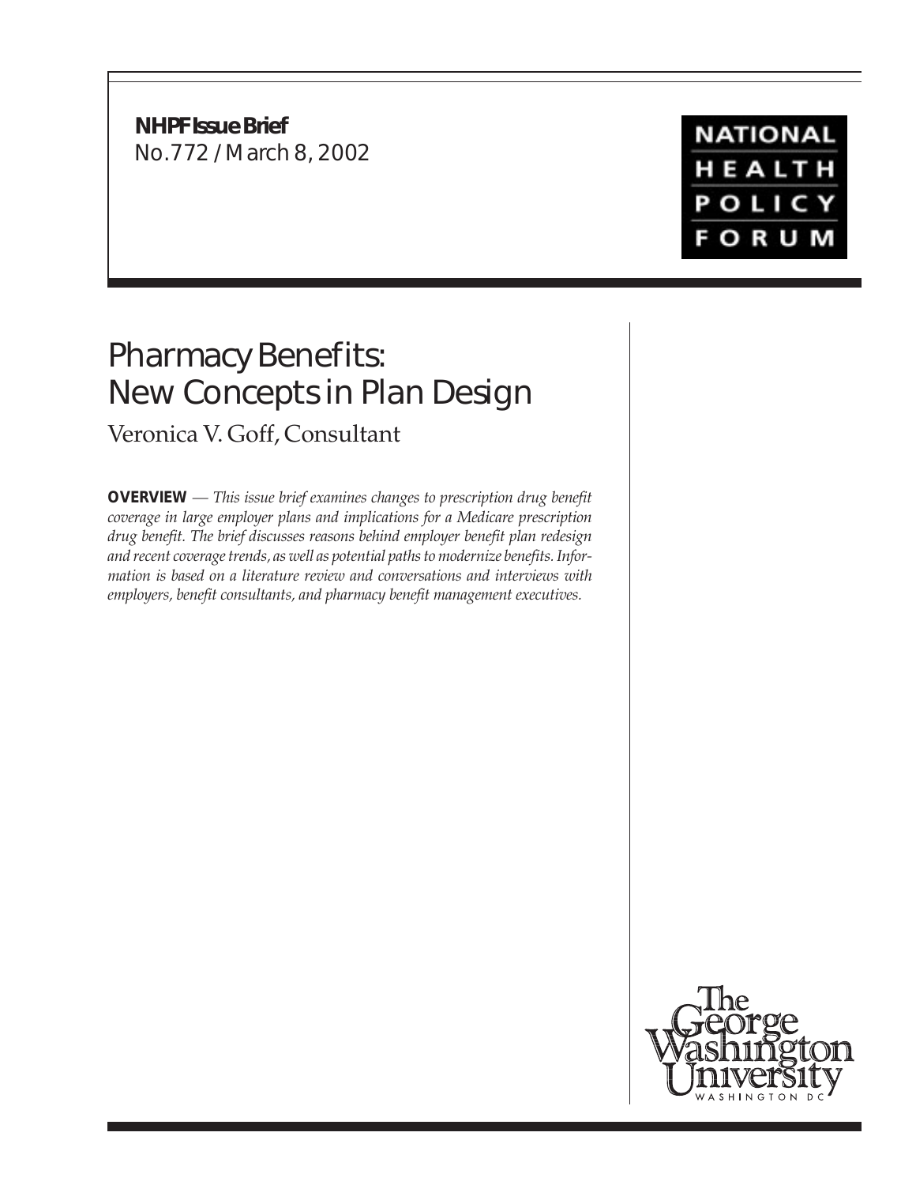**NHPF Issue Brief**
No.772 / March 8, 2002

NATIONAL HEALTH POLICY FORUM

# Pharmacy Benefits: New Concepts in Plan Design

Veronica V. Goff, Consultant

**OVERVIEW** — *This issue brief examines changes to prescription drug benefit coverage in large employer plans and implications for a Medicare prescription drug benefit. The brief discusses reasons behind employer benefit plan redesign and recent coverage trends, as well as potential paths to modernize benefits. Information is based on a literature review and conversations and interviews with employers, benefit consultants, and pharmacy benefit management executives.*

The George Washington University
WASHINGTON DC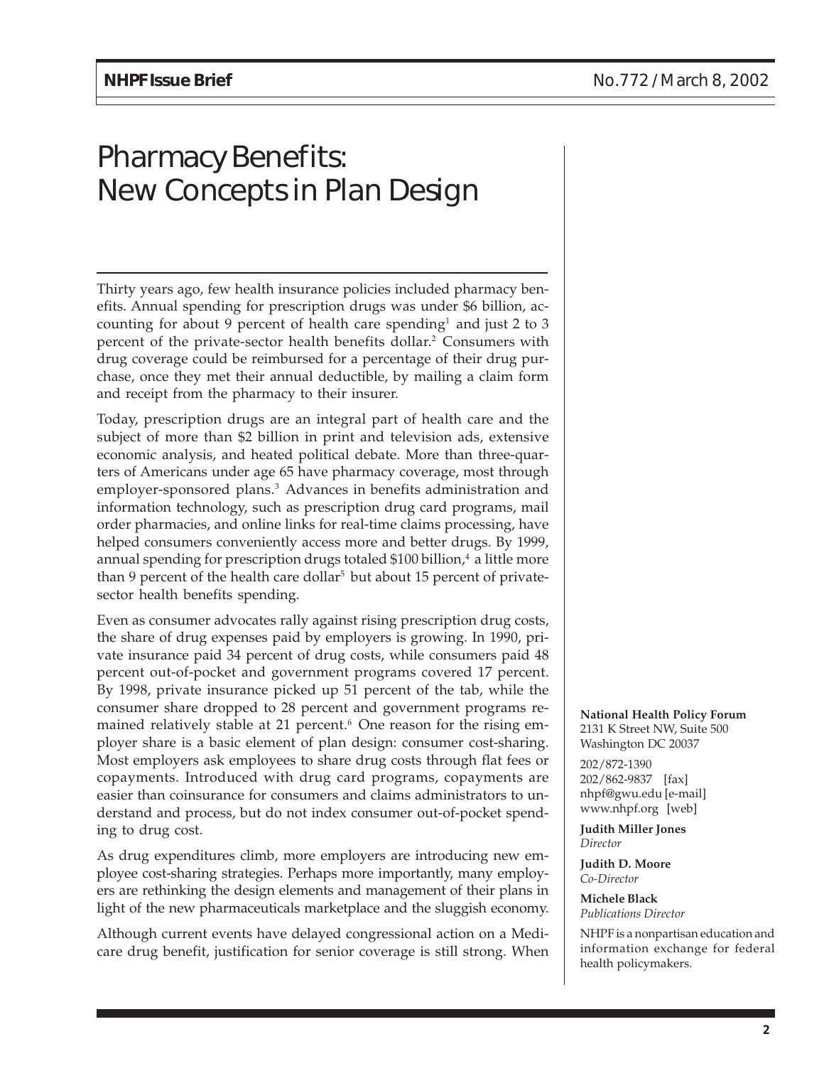# Pharmacy Benefits: New Concepts in Plan Design

Thirty years ago, few health insurance policies included pharmacy benefits. Annual spending for prescription drugs was under $6 billion, accounting for about 9 percent of health care spending[1] and just 2 to 3 percent of the private-sector health benefits dollar.[2] Consumers with drug coverage could be reimbursed for a percentage of their drug purchase, once they met their annual deductible, by mailing a claim form and receipt from the pharmacy to their insurer.

Today, prescription drugs are an integral part of health care and the subject of more than $2 billion in print and television ads, extensive economic analysis, and heated political debate. More than three-quarters of Americans under age 65 have pharmacy coverage, most through employer-sponsored plans.[3] Advances in benefits administration and information technology, such as prescription drug card programs, mail order pharmacies, and online links for real-time claims processing, have helped consumers conveniently access more and better drugs. By 1999, annual spending for prescription drugs totaled $100 billion,[4] a little more than 9 percent of the health care dollar[5] but about 15 percent of private-sector health benefits spending.

Even as consumer advocates rally against rising prescription drug costs, the share of drug expenses paid by employers is growing. In 1990, private insurance paid 34 percent of drug costs, while consumers paid 48 percent out-of-pocket and government programs covered 17 percent. By 1998, private insurance picked up 51 percent of the tab, while the consumer share dropped to 28 percent and government programs remained relatively stable at 21 percent.[6] One reason for the rising employer share is a basic element of plan design: consumer cost-sharing. Most employers ask employees to share drug costs through flat fees or copayments. Introduced with drug card programs, copayments are easier than coinsurance for consumers and claims administrators to understand and process, but do not index consumer out-of-pocket spending to drug cost.

As drug expenditures climb, more employers are introducing new employee cost-sharing strategies. Perhaps more importantly, many employers are rethinking the design elements and management of their plans in light of the new pharmaceuticals marketplace and the sluggish economy.

Although current events have delayed congressional action on a Medicare drug benefit, justification for senior coverage is still strong. When

**National Health Policy Forum**
2131 K Street NW, Suite 500
Washington DC 20037

202/872-1390
202/862-9837 [fax]
nhpf@gwu.edu [e-mail]
www.nhpf.org [web]

**Judith Miller Jones**
*Director*

**Judith D. Moore**
*Co-Director*

**Michele Black**
*Publications Director*

NHPF is a nonpartisan education and information exchange for federal health policymakers.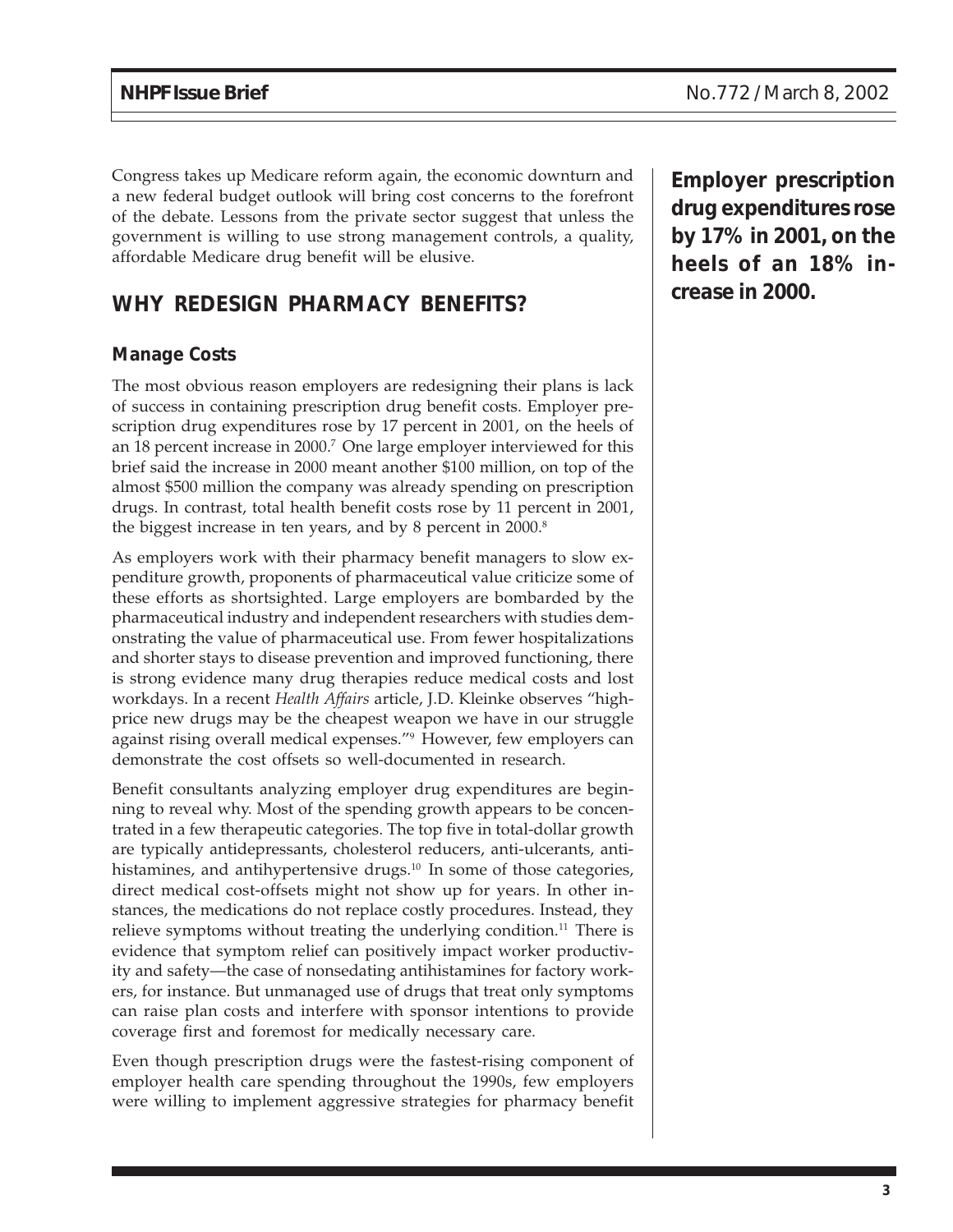Congress takes up Medicare reform again, the economic downturn and a new federal budget outlook will bring cost concerns to the forefront of the debate. Lessons from the private sector suggest that unless the government is willing to use strong management controls, a quality, affordable Medicare drug benefit will be elusive.

**Employer prescription drug expenditures rose by 17% in 2001, on the heels of an 18% increase in 2000.**

## WHY REDESIGN PHARMACY BENEFITS?

### Manage Costs

The most obvious reason employers are redesigning their plans is lack of success in containing prescription drug benefit costs. Employer prescription drug expenditures rose by 17 percent in 2001, on the heels of an 18 percent increase in 2000.[7] One large employer interviewed for this brief said the increase in 2000 meant another $100 million, on top of the almost $500 million the company was already spending on prescription drugs. In contrast, total health benefit costs rose by 11 percent in 2001, the biggest increase in ten years, and by 8 percent in 2000.[8]

As employers work with their pharmacy benefit managers to slow expenditure growth, proponents of pharmaceutical value criticize some of these efforts as shortsighted. Large employers are bombarded by the pharmaceutical industry and independent researchers with studies demonstrating the value of pharmaceutical use. From fewer hospitalizations and shorter stays to disease prevention and improved functioning, there is strong evidence many drug therapies reduce medical costs and lost workdays. In a recent *Health Affairs* article, J.D. Kleinke observes "high-price new drugs may be the cheapest weapon we have in our struggle against rising overall medical expenses."[9] However, few employers can demonstrate the cost offsets so well-documented in research.

Benefit consultants analyzing employer drug expenditures are beginning to reveal why. Most of the spending growth appears to be concentrated in a few therapeutic categories. The top five in total-dollar growth are typically antidepressants, cholesterol reducers, anti-ulcerants, antihistamines, and antihypertensive drugs.[10] In some of those categories, direct medical cost-offsets might not show up for years. In other instances, the medications do not replace costly procedures. Instead, they relieve symptoms without treating the underlying condition.[11] There is evidence that symptom relief can positively impact worker productivity and safety—the case of nonsedating antihistamines for factory workers, for instance. But unmanaged use of drugs that treat only symptoms can raise plan costs and interfere with sponsor intentions to provide coverage first and foremost for medically necessary care.

Even though prescription drugs were the fastest-rising component of employer health care spending throughout the 1990s, few employers were willing to implement aggressive strategies for pharmacy benefit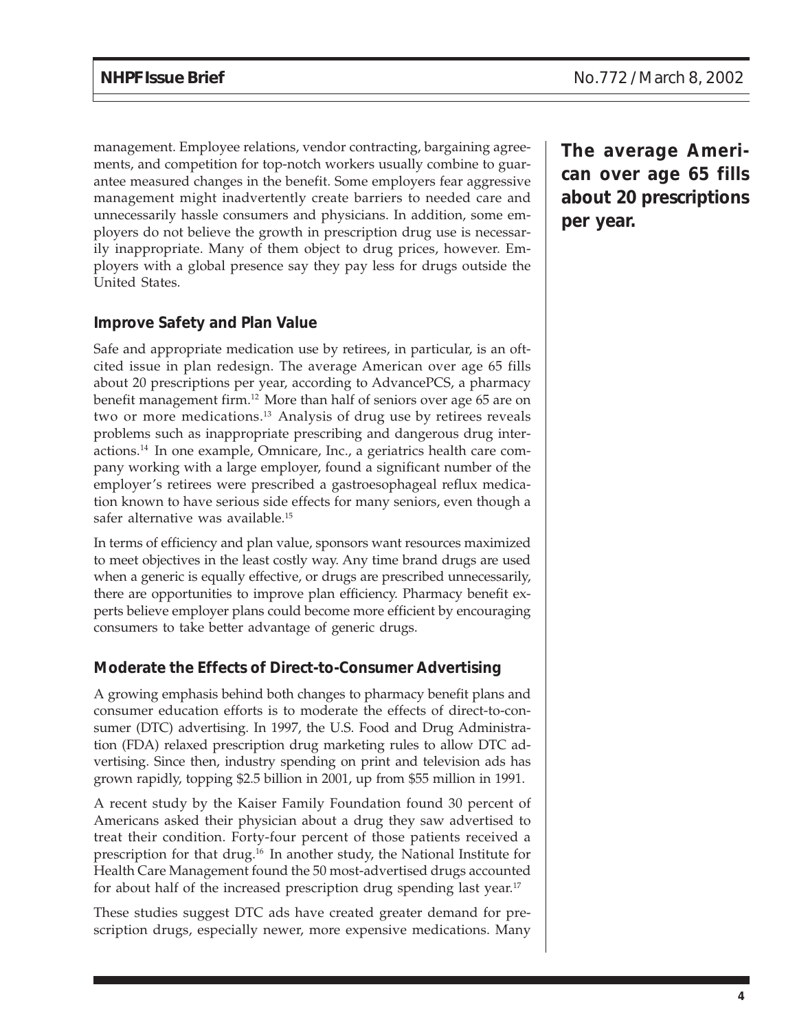management. Employee relations, vendor contracting, bargaining agreements, and competition for top-notch workers usually combine to guarantee measured changes in the benefit. Some employers fear aggressive management might inadvertently create barriers to needed care and unnecessarily hassle consumers and physicians. In addition, some employers do not believe the growth in prescription drug use is necessarily inappropriate. Many of them object to drug prices, however. Employers with a global presence say they pay less for drugs outside the United States.

**The average American over age 65 fills about 20 prescriptions per year.**

### Improve Safety and Plan Value

Safe and appropriate medication use by retirees, in particular, is an oft-cited issue in plan redesign. The average American over age 65 fills about 20 prescriptions per year, according to AdvancePCS, a pharmacy benefit management firm.[12] More than half of seniors over age 65 are on two or more medications.[13] Analysis of drug use by retirees reveals problems such as inappropriate prescribing and dangerous drug interactions.[14] In one example, Omnicare, Inc., a geriatrics health care company working with a large employer, found a significant number of the employer's retirees were prescribed a gastroesophageal reflux medication known to have serious side effects for many seniors, even though a safer alternative was available.[15]

In terms of efficiency and plan value, sponsors want resources maximized to meet objectives in the least costly way. Any time brand drugs are used when a generic is equally effective, or drugs are prescribed unnecessarily, there are opportunities to improve plan efficiency. Pharmacy benefit experts believe employer plans could become more efficient by encouraging consumers to take better advantage of generic drugs.

### Moderate the Effects of Direct-to-Consumer Advertising

A growing emphasis behind both changes to pharmacy benefit plans and consumer education efforts is to moderate the effects of direct-to-consumer (DTC) advertising. In 1997, the U.S. Food and Drug Administration (FDA) relaxed prescription drug marketing rules to allow DTC advertising. Since then, industry spending on print and television ads has grown rapidly, topping $2.5 billion in 2001, up from $55 million in 1991.

A recent study by the Kaiser Family Foundation found 30 percent of Americans asked their physician about a drug they saw advertised to treat their condition. Forty-four percent of those patients received a prescription for that drug.[16] In another study, the National Institute for Health Care Management found the 50 most-advertised drugs accounted for about half of the increased prescription drug spending last year.[17]

These studies suggest DTC ads have created greater demand for prescription drugs, especially newer, more expensive medications. Many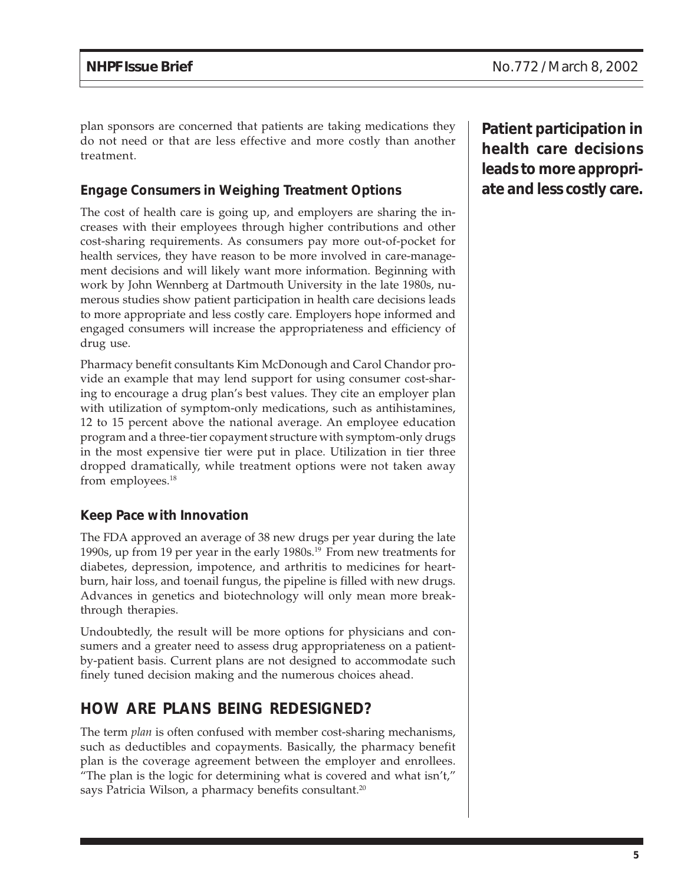plan sponsors are concerned that patients are taking medications they do not need or that are less effective and more costly than another treatment.

**Patient participation in health care decisions leads to more appropriate and less costly care.**

### Engage Consumers in Weighing Treatment Options

The cost of health care is going up, and employers are sharing the increases with their employees through higher contributions and other cost-sharing requirements. As consumers pay more out-of-pocket for health services, they have reason to be more involved in care-management decisions and will likely want more information. Beginning with work by John Wennberg at Dartmouth University in the late 1980s, numerous studies show patient participation in health care decisions leads to more appropriate and less costly care. Employers hope informed and engaged consumers will increase the appropriateness and efficiency of drug use.

Pharmacy benefit consultants Kim McDonough and Carol Chandor provide an example that may lend support for using consumer cost-sharing to encourage a drug plan's best values. They cite an employer plan with utilization of symptom-only medications, such as antihistamines, 12 to 15 percent above the national average. An employee education program and a three-tier copayment structure with symptom-only drugs in the most expensive tier were put in place. Utilization in tier three dropped dramatically, while treatment options were not taken away from employees.[18]

### Keep Pace with Innovation

The FDA approved an average of 38 new drugs per year during the late 1990s, up from 19 per year in the early 1980s.[19] From new treatments for diabetes, depression, impotence, and arthritis to medicines for heartburn, hair loss, and toenail fungus, the pipeline is filled with new drugs. Advances in genetics and biotechnology will only mean more breakthrough therapies.

Undoubtedly, the result will be more options for physicians and consumers and a greater need to assess drug appropriateness on a patient-by-patient basis. Current plans are not designed to accommodate such finely tuned decision making and the numerous choices ahead.

## HOW ARE PLANS BEING REDESIGNED?

The term *plan* is often confused with member cost-sharing mechanisms, such as deductibles and copayments. Basically, the pharmacy benefit plan is the coverage agreement between the employer and enrollees. "The plan is the logic for determining what is covered and what isn't," says Patricia Wilson, a pharmacy benefits consultant.[20]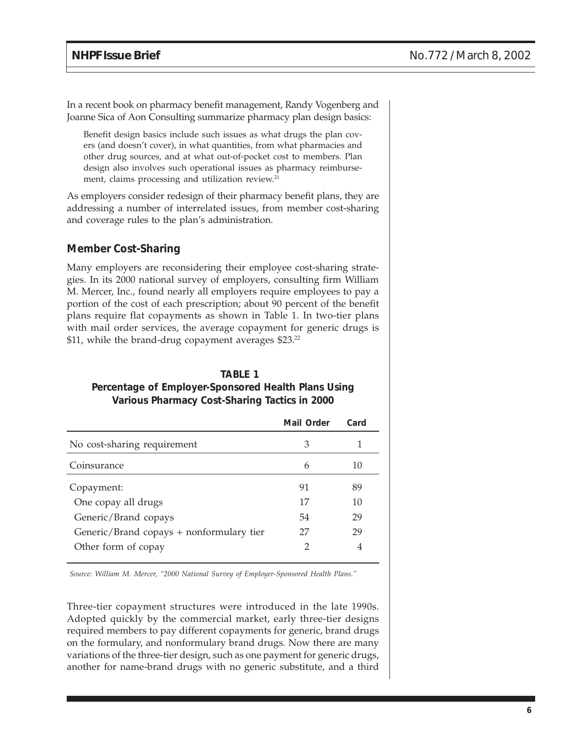In a recent book on pharmacy benefit management, Randy Vogenberg and Joanne Sica of Aon Consulting summarize pharmacy plan design basics:

> Benefit design basics include such issues as what drugs the plan covers (and doesn't cover), in what quantities, from what pharmacies and other drug sources, and at what out-of-pocket cost to members. Plan design also involves such operational issues as pharmacy reimbursement, claims processing and utilization review.[21]

As employers consider redesign of their pharmacy benefit plans, they are addressing a number of interrelated issues, from member cost-sharing and coverage rules to the plan's administration.

## Member Cost-Sharing

Many employers are reconsidering their employee cost-sharing strategies. In its 2000 national survey of employers, consulting firm William M. Mercer, Inc., found nearly all employers require employees to pay a portion of the cost of each prescription; about 90 percent of the benefit plans require flat copayments as shown in Table 1. In two-tier plans with mail order services, the average copayment for generic drugs is $11, while the brand-drug copayment averages $23.[22]

**TABLE 1**
**Percentage of Employer-Sponsored Health Plans Using Various Pharmacy Cost-Sharing Tactics in 2000**

| | Mail Order | Card |
|---|---|---|
| No cost-sharing requirement | 3 | 1 |
| Coinsurance | 6 | 10 |
| Copayment: | 91 | 89 |
| One copay all drugs | 17 | 10 |
| Generic/Brand copays | 54 | 29 |
| Generic/Brand copays + nonformulary tier | 27 | 29 |
| Other form of copay | 2 | 4 |

*Source: William M. Mercer, "2000 National Survey of Employer-Sponsored Health Plans."*

Three-tier copayment structures were introduced in the late 1990s. Adopted quickly by the commercial market, early three-tier designs required members to pay different copayments for generic, brand drugs on the formulary, and nonformulary brand drugs. Now there are many variations of the three-tier design, such as one payment for generic drugs, another for name-brand drugs with no generic substitute, and a third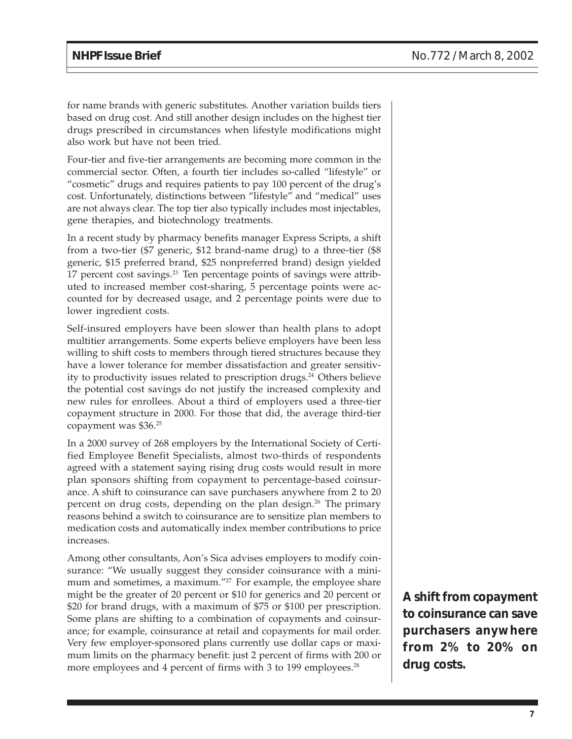for name brands with generic substitutes. Another variation builds tiers based on drug cost. And still another design includes on the highest tier drugs prescribed in circumstances when lifestyle modifications might also work but have not been tried.

Four-tier and five-tier arrangements are becoming more common in the commercial sector. Often, a fourth tier includes so-called "lifestyle" or "cosmetic" drugs and requires patients to pay 100 percent of the drug's cost. Unfortunately, distinctions between "lifestyle" and "medical" uses are not always clear. The top tier also typically includes most injectables, gene therapies, and biotechnology treatments.

In a recent study by pharmacy benefits manager Express Scripts, a shift from a two-tier ($7 generic, $12 brand-name drug) to a three-tier ($8 generic, $15 preferred brand, $25 nonpreferred brand) design yielded 17 percent cost savings.[23] Ten percentage points of savings were attributed to increased member cost-sharing, 5 percentage points were accounted for by decreased usage, and 2 percentage points were due to lower ingredient costs.

Self-insured employers have been slower than health plans to adopt multitier arrangements. Some experts believe employers have been less willing to shift costs to members through tiered structures because they have a lower tolerance for member dissatisfaction and greater sensitivity to productivity issues related to prescription drugs.[24] Others believe the potential cost savings do not justify the increased complexity and new rules for enrollees. About a third of employers used a three-tier copayment structure in 2000. For those that did, the average third-tier copayment was $36.[25]

In a 2000 survey of 268 employers by the International Society of Certified Employee Benefit Specialists, almost two-thirds of respondents agreed with a statement saying rising drug costs would result in more plan sponsors shifting from copayment to percentage-based coinsurance. A shift to coinsurance can save purchasers anywhere from 2 to 20 percent on drug costs, depending on the plan design.[26] The primary reasons behind a switch to coinsurance are to sensitize plan members to medication costs and automatically index member contributions to price increases.

Among other consultants, Aon's Sica advises employers to modify coinsurance: "We usually suggest they consider coinsurance with a minimum and sometimes, a maximum."[27] For example, the employee share might be the greater of 20 percent or $10 for generics and 20 percent or $20 for brand drugs, with a maximum of $75 or $100 per prescription. Some plans are shifting to a combination of copayments and coinsurance; for example, coinsurance at retail and copayments for mail order. Very few employer-sponsored plans currently use dollar caps or maximum limits on the pharmacy benefit: just 2 percent of firms with 200 or more employees and 4 percent of firms with 3 to 199 employees.[28]

**A shift from copayment to coinsurance can save purchasers anywhere from 2% to 20% on drug costs.**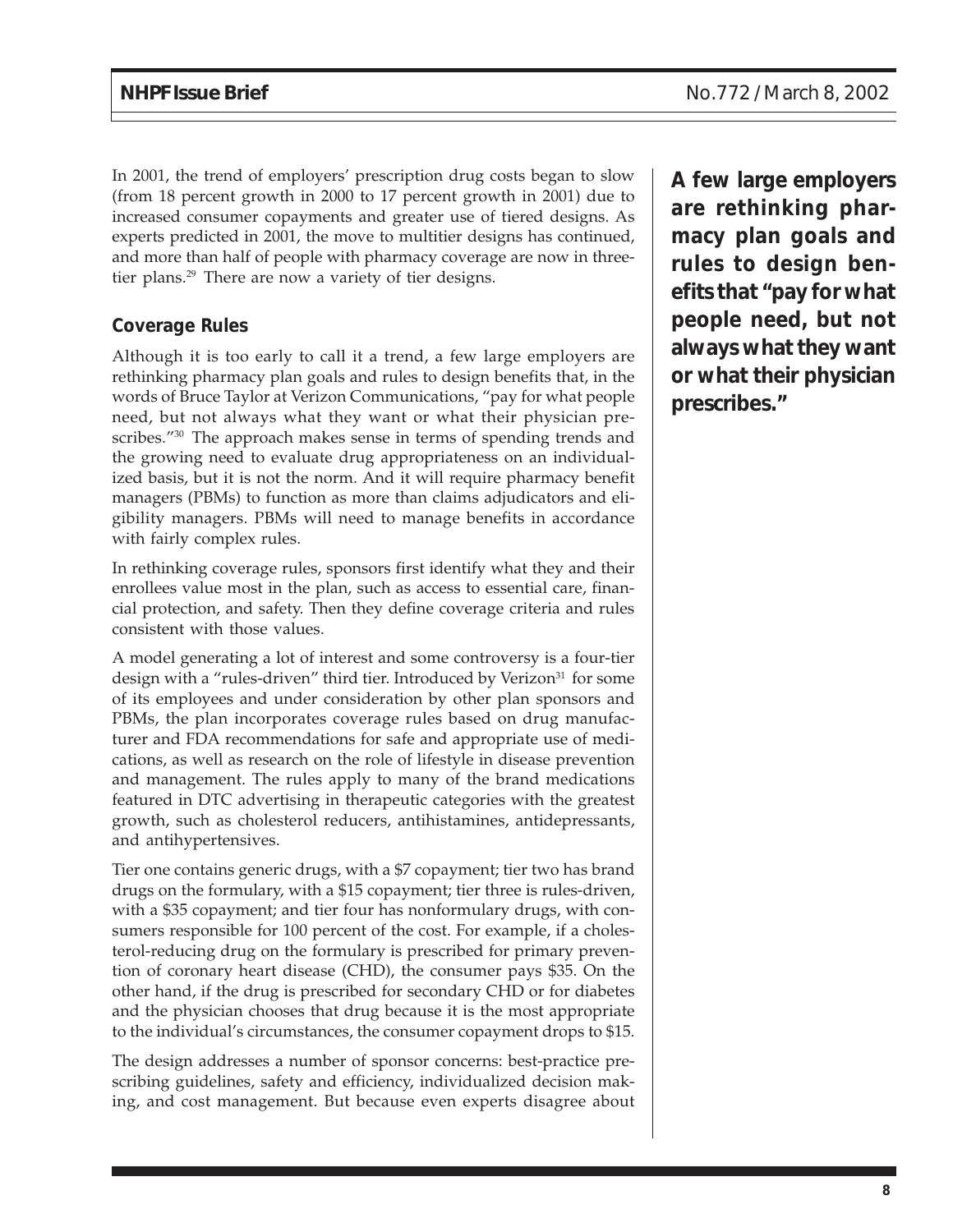In 2001, the trend of employers' prescription drug costs began to slow (from 18 percent growth in 2000 to 17 percent growth in 2001) due to increased consumer copayments and greater use of tiered designs. As experts predicted in 2001, the move to multitier designs has continued, and more than half of people with pharmacy coverage are now in three-tier plans.[29] There are now a variety of tier designs.

### Coverage Rules

Although it is too early to call it a trend, a few large employers are rethinking pharmacy plan goals and rules to design benefits that, in the words of Bruce Taylor at Verizon Communications, "pay for what people need, but not always what they want or what their physician prescribes."[30] The approach makes sense in terms of spending trends and the growing need to evaluate drug appropriateness on an individualized basis, but it is not the norm. And it will require pharmacy benefit managers (PBMs) to function as more than claims adjudicators and eligibility managers. PBMs will need to manage benefits in accordance with fairly complex rules.

**A few large employers are rethinking pharmacy plan goals and rules to design benefits that "pay for what people need, but not always what they want or what their physician prescribes."**

In rethinking coverage rules, sponsors first identify what they and their enrollees value most in the plan, such as access to essential care, financial protection, and safety. Then they define coverage criteria and rules consistent with those values.

A model generating a lot of interest and some controversy is a four-tier design with a "rules-driven" third tier. Introduced by Verizon[31] for some of its employees and under consideration by other plan sponsors and PBMs, the plan incorporates coverage rules based on drug manufacturer and FDA recommendations for safe and appropriate use of medications, as well as research on the role of lifestyle in disease prevention and management. The rules apply to many of the brand medications featured in DTC advertising in therapeutic categories with the greatest growth, such as cholesterol reducers, antihistamines, antidepressants, and antihypertensives.

Tier one contains generic drugs, with a $7 copayment; tier two has brand drugs on the formulary, with a $15 copayment; tier three is rules-driven, with a $35 copayment; and tier four has nonformulary drugs, with consumers responsible for 100 percent of the cost. For example, if a cholesterol-reducing drug on the formulary is prescribed for primary prevention of coronary heart disease (CHD), the consumer pays $35. On the other hand, if the drug is prescribed for secondary CHD or for diabetes and the physician chooses that drug because it is the most appropriate to the individual's circumstances, the consumer copayment drops to $15.

The design addresses a number of sponsor concerns: best-practice prescribing guidelines, safety and efficiency, individualized decision making, and cost management. But because even experts disagree about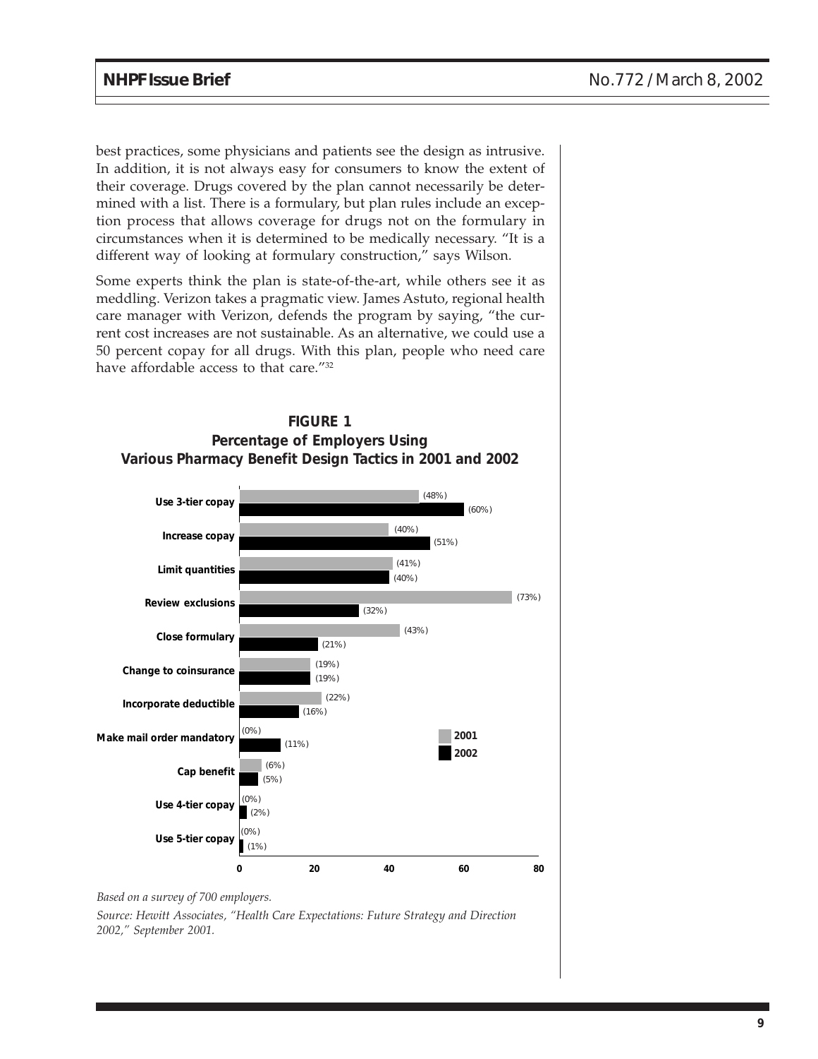best practices, some physicians and patients see the design as intrusive. In addition, it is not always easy for consumers to know the extent of their coverage. Drugs covered by the plan cannot necessarily be determined with a list. There is a formulary, but plan rules include an exception process that allows coverage for drugs not on the formulary in circumstances when it is determined to be medically necessary. "It is a different way of looking at formulary construction," says Wilson.

Some experts think the plan is state-of-the-art, while others see it as meddling. Verizon takes a pragmatic view. James Astuto, regional health care manager with Verizon, defends the program by saying, "the current cost increases are not sustainable. As an alternative, we could use a 50 percent copay for all drugs. With this plan, people who need care have affordable access to that care."[32]

**FIGURE 1**
**Percentage of Employers Using Various Pharmacy Benefit Design Tactics in 2001 and 2002**

| Tactic | 2001 | 2002 |
|---|---|---|
| Use 3-tier copay | (48%) | (60%) |
| Increase copay | (40%) | (51%) |
| Limit quantities | (41%) | (40%) |
| Review exclusions | (73%) | (32%) |
| Close formulary | (43%) | (21%) |
| Change to coinsurance | (19%) | (19%) |
| Incorporate deductible | (22%) | (16%) |
| Make mail order mandatory | (0%) | (11%) |
| Cap benefit | (6%) | (5%) |
| Use 4-tier copay | (0%) | (2%) |
| Use 5-tier copay | (0%) | (1%) |

*Based on a survey of 700 employers.*

*Source: Hewitt Associates, "Health Care Expectations: Future Strategy and Direction 2002," September 2001.*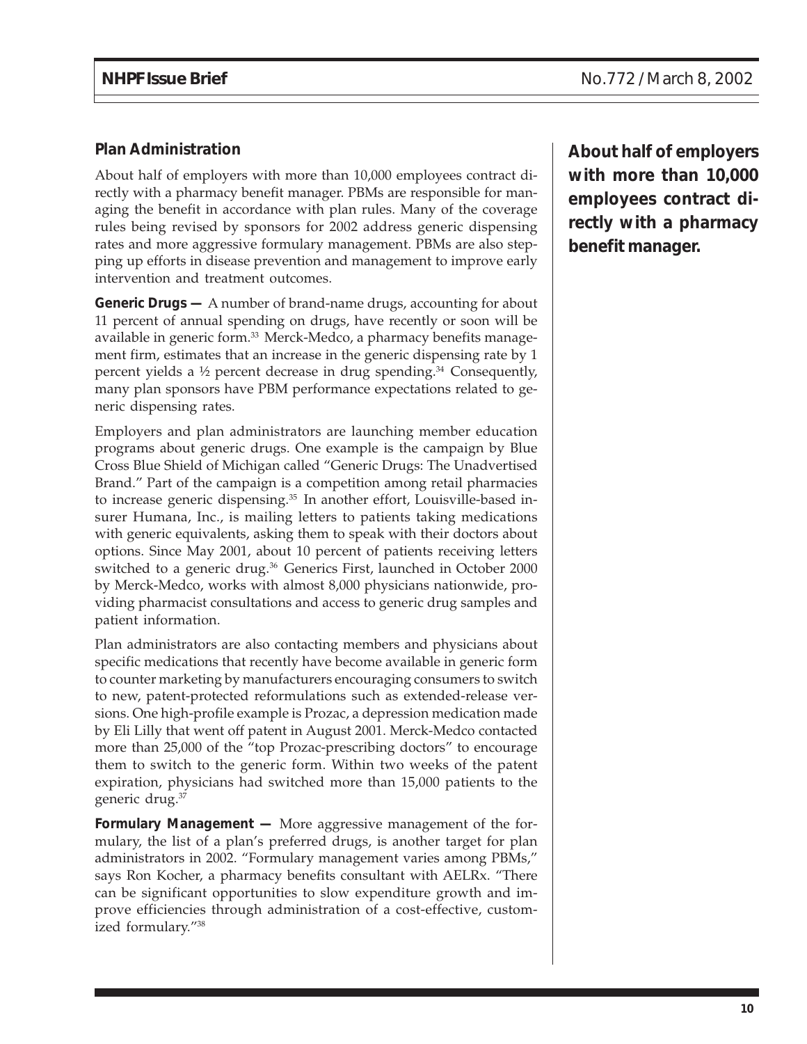## Plan Administration

About half of employers with more than 10,000 employees contract directly with a pharmacy benefit manager. PBMs are responsible for managing the benefit in accordance with plan rules. Many of the coverage rules being revised by sponsors for 2002 address generic dispensing rates and more aggressive formulary management. PBMs are also stepping up efforts in disease prevention and management to improve early intervention and treatment outcomes.

**About half of employers with more than 10,000 employees contract directly with a pharmacy benefit manager.**

**Generic Drugs —** A number of brand-name drugs, accounting for about 11 percent of annual spending on drugs, have recently or soon will be available in generic form.[33] Merck-Medco, a pharmacy benefits management firm, estimates that an increase in the generic dispensing rate by 1 percent yields a ½ percent decrease in drug spending.[34] Consequently, many plan sponsors have PBM performance expectations related to generic dispensing rates.

Employers and plan administrators are launching member education programs about generic drugs. One example is the campaign by Blue Cross Blue Shield of Michigan called "Generic Drugs: The Unadvertised Brand." Part of the campaign is a competition among retail pharmacies to increase generic dispensing.[35] In another effort, Louisville-based insurer Humana, Inc., is mailing letters to patients taking medications with generic equivalents, asking them to speak with their doctors about options. Since May 2001, about 10 percent of patients receiving letters switched to a generic drug.[36] Generics First, launched in October 2000 by Merck-Medco, works with almost 8,000 physicians nationwide, providing pharmacist consultations and access to generic drug samples and patient information.

Plan administrators are also contacting members and physicians about specific medications that recently have become available in generic form to counter marketing by manufacturers encouraging consumers to switch to new, patent-protected reformulations such as extended-release versions. One high-profile example is Prozac, a depression medication made by Eli Lilly that went off patent in August 2001. Merck-Medco contacted more than 25,000 of the "top Prozac-prescribing doctors" to encourage them to switch to the generic form. Within two weeks of the patent expiration, physicians had switched more than 15,000 patients to the generic drug.[37]

**Formulary Management —** More aggressive management of the formulary, the list of a plan's preferred drugs, is another target for plan administrators in 2002. "Formulary management varies among PBMs," says Ron Kocher, a pharmacy benefits consultant with AELRx. "There can be significant opportunities to slow expenditure growth and improve efficiencies through administration of a cost-effective, customized formulary."[38]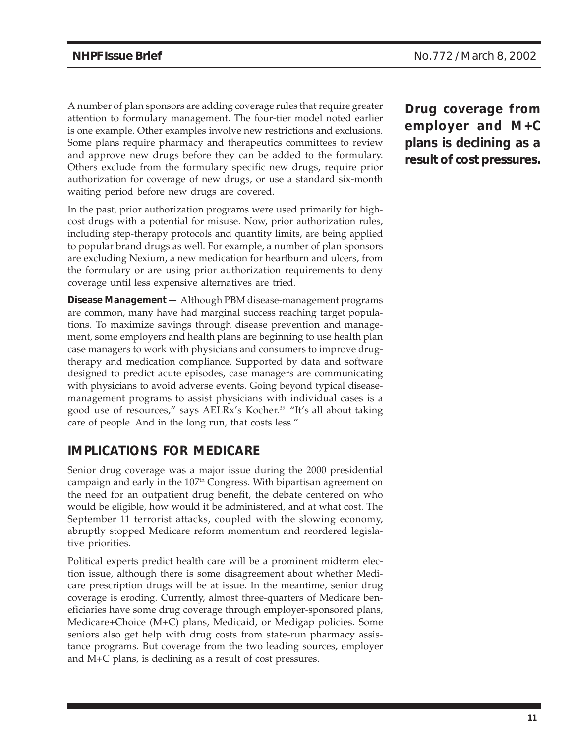A number of plan sponsors are adding coverage rules that require greater attention to formulary management. The four-tier model noted earlier is one example. Other examples involve new restrictions and exclusions. Some plans require pharmacy and therapeutics committees to review and approve new drugs before they can be added to the formulary. Others exclude from the formulary specific new drugs, require prior authorization for coverage of new drugs, or use a standard six-month waiting period before new drugs are covered.

In the past, prior authorization programs were used primarily for high-cost drugs with a potential for misuse. Now, prior authorization rules, including step-therapy protocols and quantity limits, are being applied to popular brand drugs as well. For example, a number of plan sponsors are excluding Nexium, a new medication for heartburn and ulcers, from the formulary or are using prior authorization requirements to deny coverage until less expensive alternatives are tried.

**Disease Management —** Although PBM disease-management programs are common, many have had marginal success reaching target populations. To maximize savings through disease prevention and management, some employers and health plans are beginning to use health plan case managers to work with physicians and consumers to improve drug-therapy and medication compliance. Supported by data and software designed to predict acute episodes, case managers are communicating with physicians to avoid adverse events. Going beyond typical disease-management programs to assist physicians with individual cases is a good use of resources," says AELRx's Kocher.[39] "It's all about taking care of people. And in the long run, that costs less."

## IMPLICATIONS FOR MEDICARE

Senior drug coverage was a major issue during the 2000 presidential campaign and early in the 107th Congress. With bipartisan agreement on the need for an outpatient drug benefit, the debate centered on who would be eligible, how would it be administered, and at what cost. The September 11 terrorist attacks, coupled with the slowing economy, abruptly stopped Medicare reform momentum and reordered legislative priorities.

Political experts predict health care will be a prominent midterm election issue, although there is some disagreement about whether Medicare prescription drugs will be at issue. In the meantime, senior drug coverage is eroding. Currently, almost three-quarters of Medicare beneficiaries have some drug coverage through employer-sponsored plans, Medicare+Choice (M+C) plans, Medicaid, or Medigap policies. Some seniors also get help with drug costs from state-run pharmacy assistance programs. But coverage from the two leading sources, employer and M+C plans, is declining as a result of cost pressures.

**Drug coverage from employer and M+C plans is declining as a result of cost pressures.**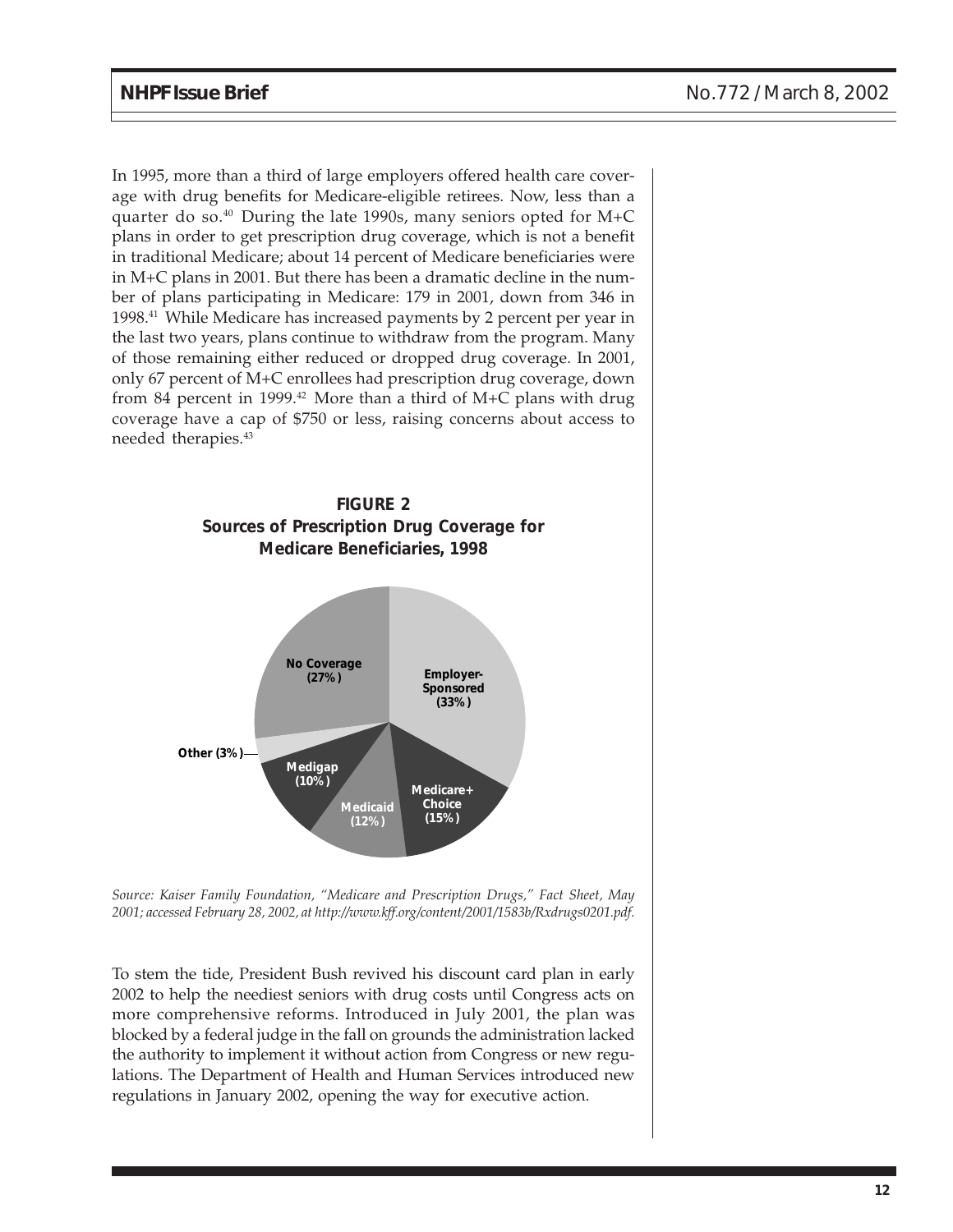In 1995, more than a third of large employers offered health care coverage with drug benefits for Medicare-eligible retirees. Now, less than a quarter do so.[40] During the late 1990s, many seniors opted for M+C plans in order to get prescription drug coverage, which is not a benefit in traditional Medicare; about 14 percent of Medicare beneficiaries were in M+C plans in 2001. But there has been a dramatic decline in the number of plans participating in Medicare: 179 in 2001, down from 346 in 1998.[41] While Medicare has increased payments by 2 percent per year in the last two years, plans continue to withdraw from the program. Many of those remaining either reduced or dropped drug coverage. In 2001, only 67 percent of M+C enrollees had prescription drug coverage, down from 84 percent in 1999.[42] More than a third of M+C plans with drug coverage have a cap of $750 or less, raising concerns about access to needed therapies.[43]

**FIGURE 2**
**Sources of Prescription Drug Coverage for Medicare Beneficiaries, 1998**

| Source | Share |
| --- | --- |
| Employer-Sponsored | 33% |
| Medicare+ Choice | 15% |
| Medicaid | 12% |
| Medigap | 10% |
| Other | 3% |
| No Coverage | 27% |

*Source: Kaiser Family Foundation, "Medicare and Prescription Drugs," Fact Sheet, May 2001; accessed February 28, 2002, at http://www.kff.org/content/2001/1583b/Rxdrugs0201.pdf.*

To stem the tide, President Bush revived his discount card plan in early 2002 to help the neediest seniors with drug costs until Congress acts on more comprehensive reforms. Introduced in July 2001, the plan was blocked by a federal judge in the fall on grounds the administration lacked the authority to implement it without action from Congress or new regulations. The Department of Health and Human Services introduced new regulations in January 2002, opening the way for executive action.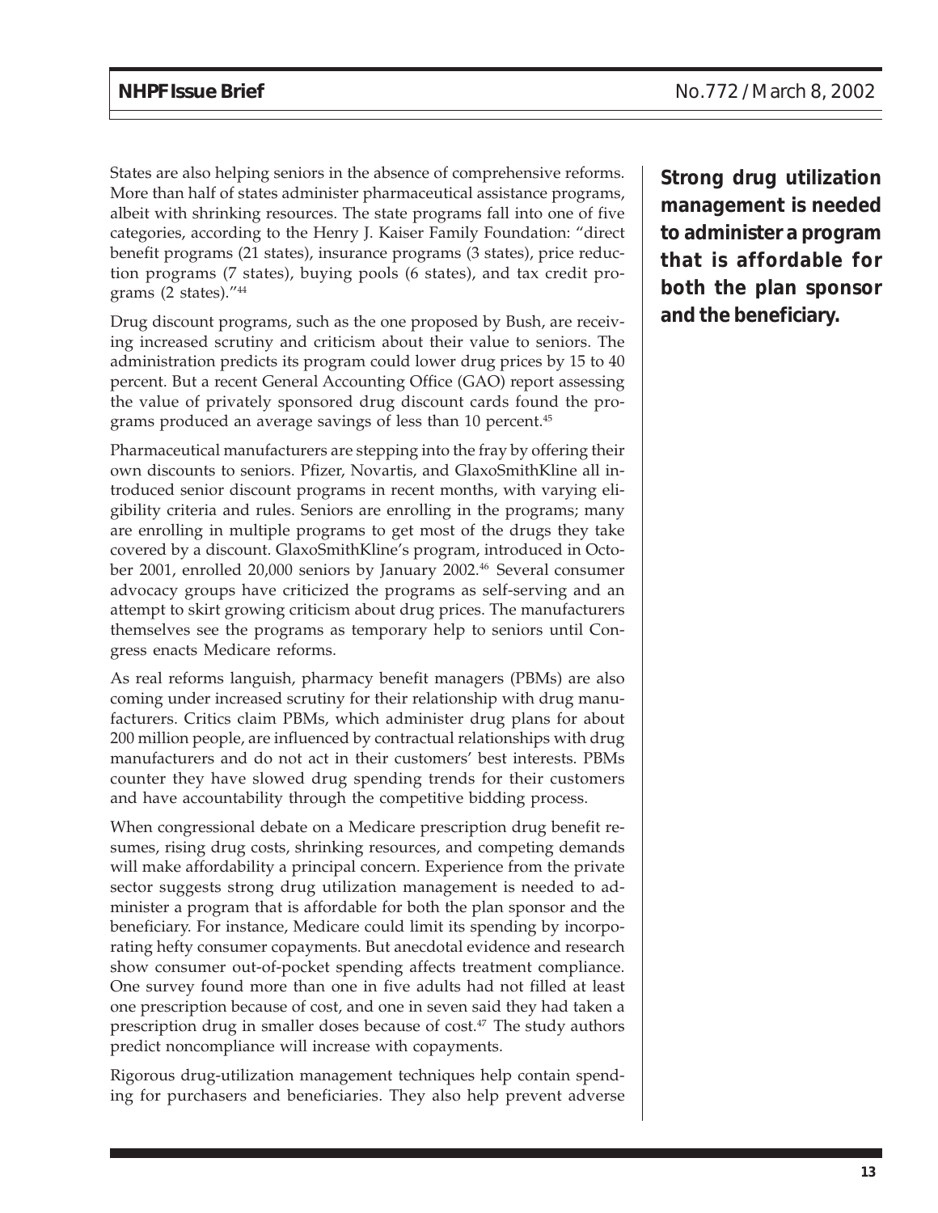States are also helping seniors in the absence of comprehensive reforms. More than half of states administer pharmaceutical assistance programs, albeit with shrinking resources. The state programs fall into one of five categories, according to the Henry J. Kaiser Family Foundation: "direct benefit programs (21 states), insurance programs (3 states), price reduction programs (7 states), buying pools (6 states), and tax credit programs (2 states)."[44]

Drug discount programs, such as the one proposed by Bush, are receiving increased scrutiny and criticism about their value to seniors. The administration predicts its program could lower drug prices by 15 to 40 percent. But a recent General Accounting Office (GAO) report assessing the value of privately sponsored drug discount cards found the programs produced an average savings of less than 10 percent.[45]

Pharmaceutical manufacturers are stepping into the fray by offering their own discounts to seniors. Pfizer, Novartis, and GlaxoSmithKline all introduced senior discount programs in recent months, with varying eligibility criteria and rules. Seniors are enrolling in the programs; many are enrolling in multiple programs to get most of the drugs they take covered by a discount. GlaxoSmithKline's program, introduced in October 2001, enrolled 20,000 seniors by January 2002.[46] Several consumer advocacy groups have criticized the programs as self-serving and an attempt to skirt growing criticism about drug prices. The manufacturers themselves see the programs as temporary help to seniors until Congress enacts Medicare reforms.

As real reforms languish, pharmacy benefit managers (PBMs) are also coming under increased scrutiny for their relationship with drug manufacturers. Critics claim PBMs, which administer drug plans for about 200 million people, are influenced by contractual relationships with drug manufacturers and do not act in their customers' best interests. PBMs counter they have slowed drug spending trends for their customers and have accountability through the competitive bidding process.

**Strong drug utilization management is needed to administer a program that is affordable for both the plan sponsor and the beneficiary.**

When congressional debate on a Medicare prescription drug benefit resumes, rising drug costs, shrinking resources, and competing demands will make affordability a principal concern. Experience from the private sector suggests strong drug utilization management is needed to administer a program that is affordable for both the plan sponsor and the beneficiary. For instance, Medicare could limit its spending by incorporating hefty consumer copayments. But anecdotal evidence and research show consumer out-of-pocket spending affects treatment compliance. One survey found more than one in five adults had not filled at least one prescription because of cost, and one in seven said they had taken a prescription drug in smaller doses because of cost.[47] The study authors predict noncompliance will increase with copayments.

Rigorous drug-utilization management techniques help contain spending for purchasers and beneficiaries. They also help prevent adverse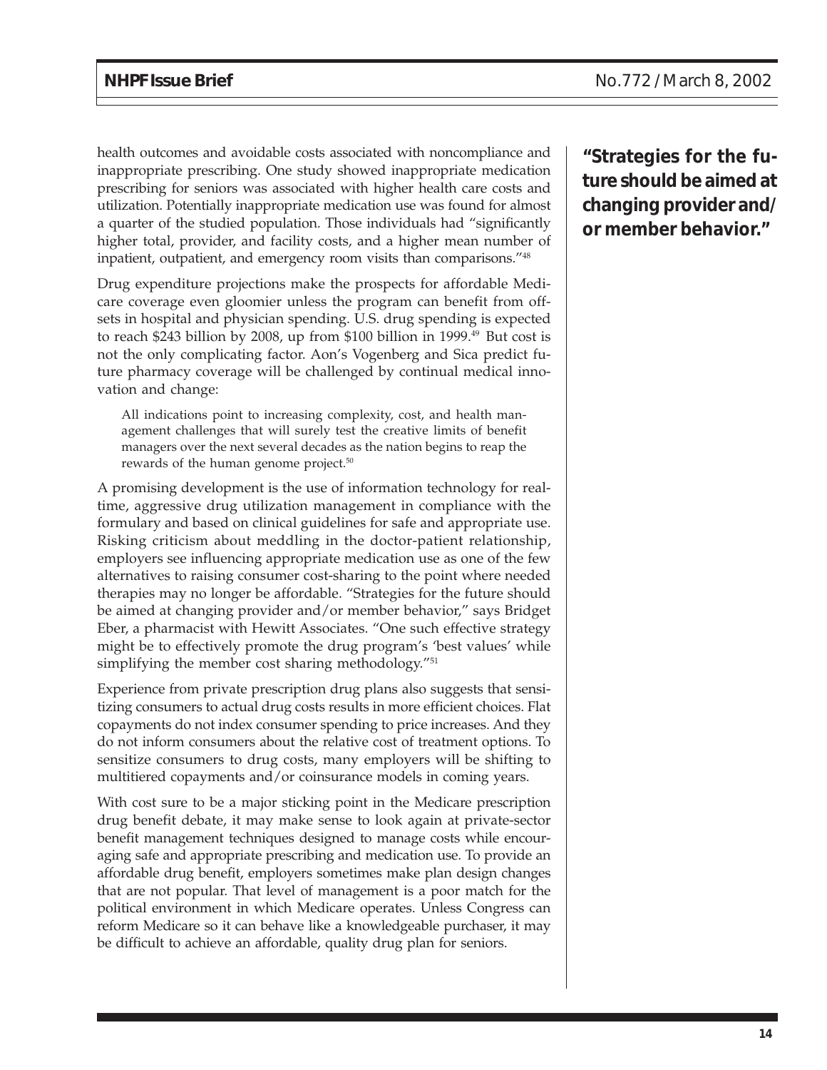health outcomes and avoidable costs associated with noncompliance and inappropriate prescribing. One study showed inappropriate medication prescribing for seniors was associated with higher health care costs and utilization. Potentially inappropriate medication use was found for almost a quarter of the studied population. Those individuals had "significantly higher total, provider, and facility costs, and a higher mean number of inpatient, outpatient, and emergency room visits than comparisons."[48]

Drug expenditure projections make the prospects for affordable Medicare coverage even gloomier unless the program can benefit from offsets in hospital and physician spending. U.S. drug spending is expected to reach $243 billion by 2008, up from $100 billion in 1999.[49] But cost is not the only complicating factor. Aon's Vogenberg and Sica predict future pharmacy coverage will be challenged by continual medical innovation and change:

> All indications point to increasing complexity, cost, and health management challenges that will surely test the creative limits of benefit managers over the next several decades as the nation begins to reap the rewards of the human genome project.[50]

A promising development is the use of information technology for real-time, aggressive drug utilization management in compliance with the formulary and based on clinical guidelines for safe and appropriate use. Risking criticism about meddling in the doctor-patient relationship, employers see influencing appropriate medication use as one of the few alternatives to raising consumer cost-sharing to the point where needed therapies may no longer be affordable. "Strategies for the future should be aimed at changing provider and/or member behavior," says Bridget Eber, a pharmacist with Hewitt Associates. "One such effective strategy might be to effectively promote the drug program's 'best values' while simplifying the member cost sharing methodology."[51]

**"Strategies for the future should be aimed at changing provider and/or member behavior."**

Experience from private prescription drug plans also suggests that sensitizing consumers to actual drug costs results in more efficient choices. Flat copayments do not index consumer spending to price increases. And they do not inform consumers about the relative cost of treatment options. To sensitize consumers to drug costs, many employers will be shifting to multitiered copayments and/or coinsurance models in coming years.

With cost sure to be a major sticking point in the Medicare prescription drug benefit debate, it may make sense to look again at private-sector benefit management techniques designed to manage costs while encouraging safe and appropriate prescribing and medication use. To provide an affordable drug benefit, employers sometimes make plan design changes that are not popular. That level of management is a poor match for the political environment in which Medicare operates. Unless Congress can reform Medicare so it can behave like a knowledgeable purchaser, it may be difficult to achieve an affordable, quality drug plan for seniors.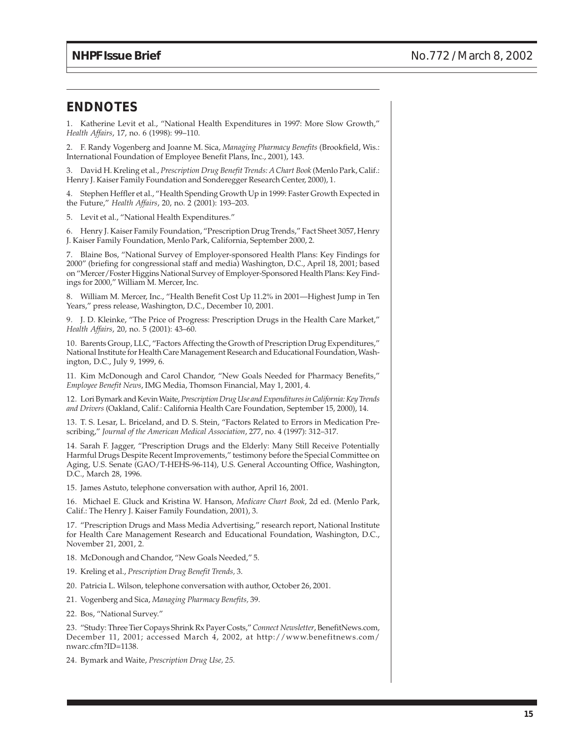## ENDNOTES

1. Katherine Levit et al., "National Health Expenditures in 1997: More Slow Growth," *Health Affairs*, 17, no. 6 (1998): 99–110.

2. F. Randy Vogenberg and Joanne M. Sica, *Managing Pharmacy Benefits* (Brookfield, Wis.: International Foundation of Employee Benefit Plans, Inc., 2001), 143.

3. David H. Kreling et al., *Prescription Drug Benefit Trends: A Chart Book* (Menlo Park, Calif.: Henry J. Kaiser Family Foundation and Sonderegger Research Center, 2000), 1.

4. Stephen Heffler et al., "Health Spending Growth Up in 1999: Faster Growth Expected in the Future," *Health Affairs*, 20, no. 2 (2001): 193–203.

5. Levit et al., "National Health Expenditures."

6. Henry J. Kaiser Family Foundation, "Prescription Drug Trends," Fact Sheet 3057, Henry J. Kaiser Family Foundation, Menlo Park, California, September 2000, 2.

7. Blaine Bos, "National Survey of Employer-sponsored Health Plans: Key Findings for 2000" (briefing for congressional staff and media) Washington, D.C., April 18, 2001; based on "Mercer/Foster Higgins National Survey of Employer-Sponsored Health Plans: Key Findings for 2000," William M. Mercer, Inc.

8. William M. Mercer, Inc., "Health Benefit Cost Up 11.2% in 2001—Highest Jump in Ten Years," press release, Washington, D.C., December 10, 2001.

9. J. D. Kleinke, "The Price of Progress: Prescription Drugs in the Health Care Market," *Health Affairs*, 20, no. 5 (2001): 43–60.

10. Barents Group, LLC, "Factors Affecting the Growth of Prescription Drug Expenditures," National Institute for Health Care Management Research and Educational Foundation, Washington, D.C., July 9, 1999, 6.

11. Kim McDonough and Carol Chandor, "New Goals Needed for Pharmacy Benefits," *Employee Benefit News*, IMG Media, Thomson Financial, May 1, 2001, 4.

12. Lori Bymark and Kevin Waite, *Prescription Drug Use and Expenditures in California: Key Trends and Drivers* (Oakland, Calif.: California Health Care Foundation, September 15, 2000), 14.

13. T. S. Lesar, L. Briceland, and D. S. Stein, "Factors Related to Errors in Medication Prescribing," *Journal of the American Medical Association*, 277, no. 4 (1997): 312–317.

14. Sarah F. Jagger, "Prescription Drugs and the Elderly: Many Still Receive Potentially Harmful Drugs Despite Recent Improvements," testimony before the Special Committee on Aging, U.S. Senate (GAO/T-HEHS-96-114), U.S. General Accounting Office, Washington, D.C., March 28, 1996.

15. James Astuto, telephone conversation with author, April 16, 2001.

16. Michael E. Gluck and Kristina W. Hanson, *Medicare Chart Book*, 2d ed. (Menlo Park, Calif.: The Henry J. Kaiser Family Foundation, 2001), 3.

17. "Prescription Drugs and Mass Media Advertising," research report, National Institute for Health Care Management Research and Educational Foundation, Washington, D.C., November 21, 2001, 2.

18. McDonough and Chandor, "New Goals Needed," 5.

19. Kreling et al., *Prescription Drug Benefit Trends,* 3.

20. Patricia L. Wilson, telephone conversation with author, October 26, 2001.

21. Vogenberg and Sica, *Managing Pharmacy Benefits,* 39.

22. Bos, "National Survey."

23. "Study: Three Tier Copays Shrink Rx Payer Costs," *Connect Newsletter*, BenefitNews.com, December 11, 2001; accessed March 4, 2002, at http://www.benefitnews.com/nwarc.cfm?ID=1138.

24. Bymark and Waite, *Prescription Drug Use, 25.*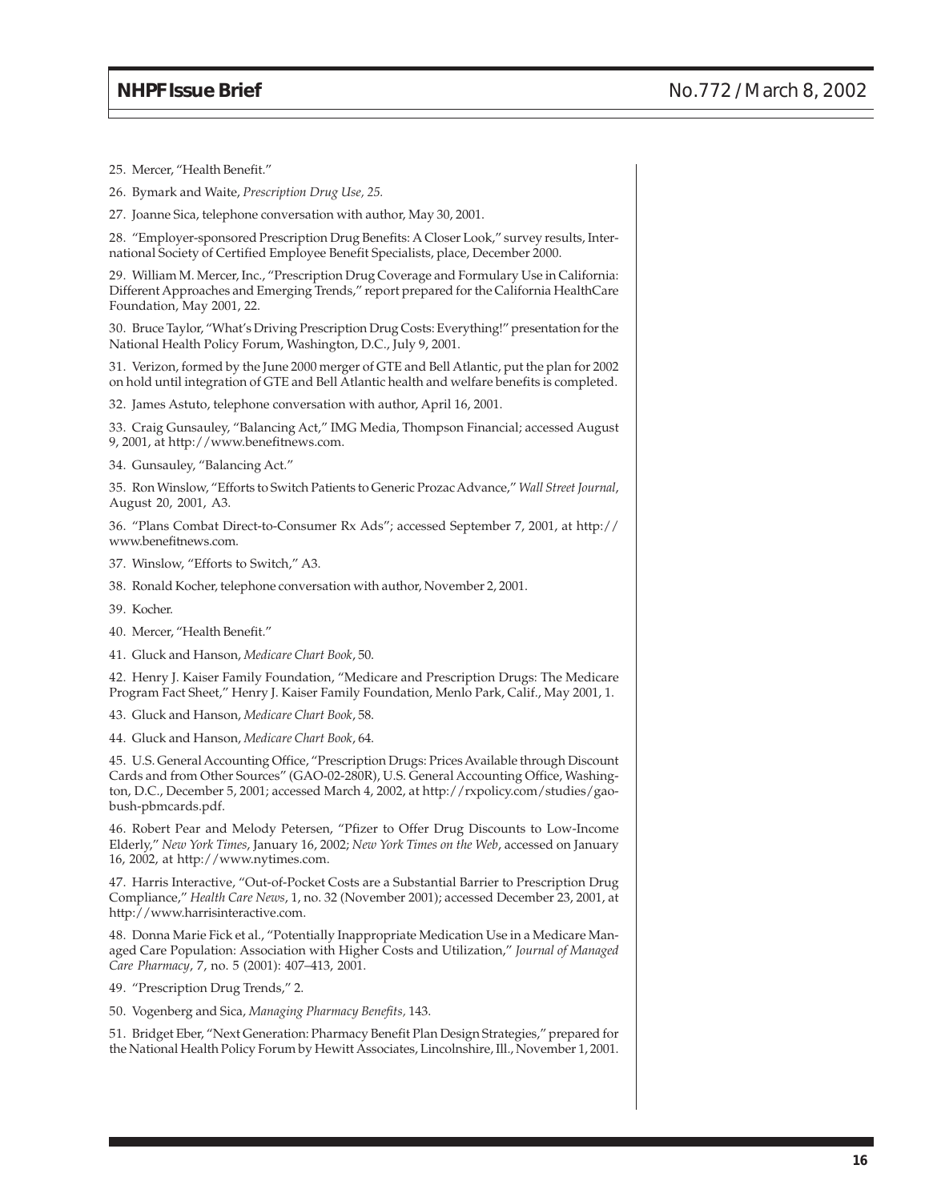25. Mercer, "Health Benefit."

26. Bymark and Waite, *Prescription Drug Use, 25.*

27. Joanne Sica, telephone conversation with author, May 30, 2001.

28. "Employer-sponsored Prescription Drug Benefits: A Closer Look," survey results, International Society of Certified Employee Benefit Specialists, place, December 2000.

29. William M. Mercer, Inc., "Prescription Drug Coverage and Formulary Use in California: Different Approaches and Emerging Trends," report prepared for the California HealthCare Foundation, May 2001, 22.

30. Bruce Taylor, "What's Driving Prescription Drug Costs: Everything!" presentation for the National Health Policy Forum, Washington, D.C., July 9, 2001.

31. Verizon, formed by the June 2000 merger of GTE and Bell Atlantic, put the plan for 2002 on hold until integration of GTE and Bell Atlantic health and welfare benefits is completed.

32. James Astuto, telephone conversation with author, April 16, 2001.

33. Craig Gunsauley, "Balancing Act," IMG Media, Thompson Financial; accessed August 9, 2001, at http://www.benefitnews.com.

34. Gunsauley, "Balancing Act."

35. Ron Winslow, "Efforts to Switch Patients to Generic Prozac Advance," *Wall Street Journal*, August 20, 2001, A3.

36. "Plans Combat Direct-to-Consumer Rx Ads"; accessed September 7, 2001, at http://www.benefitnews.com.

37. Winslow, "Efforts to Switch," A3.

38. Ronald Kocher, telephone conversation with author, November 2, 2001.

39. Kocher.

40. Mercer, "Health Benefit."

41. Gluck and Hanson, *Medicare Chart Book*, 50.

42. Henry J. Kaiser Family Foundation, "Medicare and Prescription Drugs: The Medicare Program Fact Sheet," Henry J. Kaiser Family Foundation, Menlo Park, Calif., May 2001, 1.

43. Gluck and Hanson, *Medicare Chart Book*, 58.

44. Gluck and Hanson, *Medicare Chart Book*, 64.

45. U.S. General Accounting Office, "Prescription Drugs: Prices Available through Discount Cards and from Other Sources" (GAO-02-280R), U.S. General Accounting Office, Washington, D.C., December 5, 2001; accessed March 4, 2002, at http://rxpolicy.com/studies/gao-bush-pbmcards.pdf.

46. Robert Pear and Melody Petersen, "Pfizer to Offer Drug Discounts to Low-Income Elderly," *New York Times*, January 16, 2002; *New York Times on the Web*, accessed on January 16, 2002, at http://www.nytimes.com.

47. Harris Interactive, "Out-of-Pocket Costs are a Substantial Barrier to Prescription Drug Compliance," *Health Care News*, 1, no. 32 (November 2001); accessed December 23, 2001, at http://www.harrisinteractive.com.

48. Donna Marie Fick et al., "Potentially Inappropriate Medication Use in a Medicare Managed Care Population: Association with Higher Costs and Utilization," *Journal of Managed Care Pharmacy*, 7, no. 5 (2001): 407–413, 2001.

49. "Prescription Drug Trends," 2.

50. Vogenberg and Sica, *Managing Pharmacy Benefits,* 143.

51. Bridget Eber, "Next Generation: Pharmacy Benefit Plan Design Strategies," prepared for the National Health Policy Forum by Hewitt Associates, Lincolnshire, Ill., November 1, 2001.